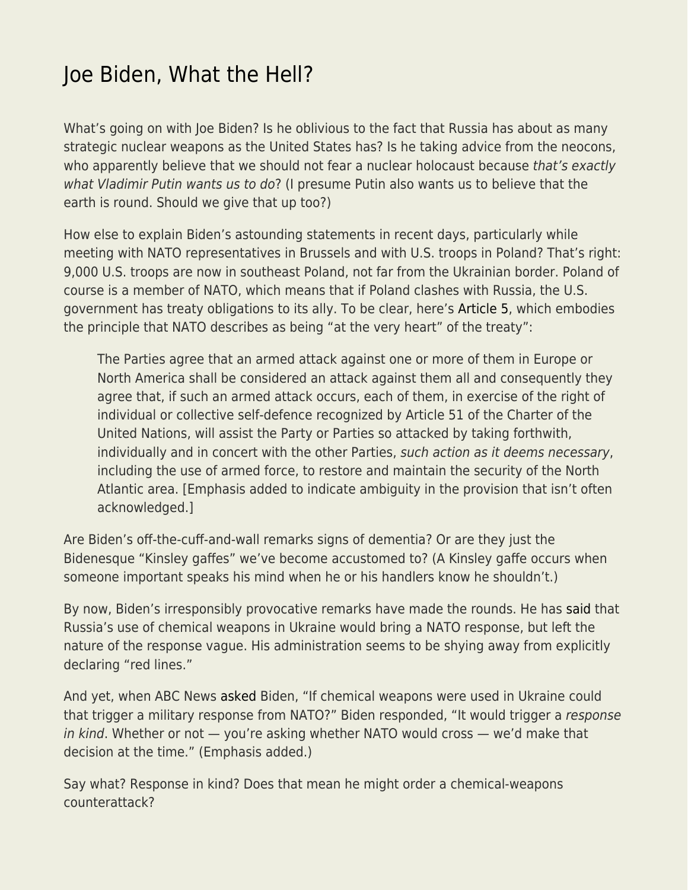# Joe Biden, What the Hell?

What's going on with Joe Biden? Is he oblivious to the fact that Russia has about as many strategic nuclear weapons as the United States has? Is he taking advice from the neocons, who apparently believe that we should not fear a nuclear holocaust because *that's exactly what Vladimir Putin wants us to do*? (I presume Putin also wants us to believe that the earth is round. Should we give that up too?)

How else to explain Biden's astounding statements in recent days, particularly while meeting with NATO representatives in Brussels and with U.S. troops in Poland? That's right: 9,000 U.S. troops are now in southeast Poland, not far from the Ukrainian border. Poland of course is a member of NATO, which means that if Poland clashes with Russia, the U.S. government has treaty obligations to its ally. To be clear, here's Article 5, which embodies the principle that NATO describes as being "at the very heart" of the treaty":

> The Parties agree that an armed attack against one or more of them in Europe or North America shall be considered an attack against them all and consequently they agree that, if such an armed attack occurs, each of them, in exercise of the right of individual or collective self-defence recognized by Article 51 of the Charter of the United Nations, will assist the Party or Parties so attacked by taking forthwith, individually and in concert with the other Parties, *such action as it deems necessary*, including the use of armed force, to restore and maintain the security of the North Atlantic area. [Emphasis added to indicate ambiguity in the provision that isn't often acknowledged.]

Are Biden's off-the-cuff-and-wall remarks signs of dementia? Or are they just the Bidenesque "Kinsley gaffes" we've become accustomed to? (A Kinsley gaffe occurs when someone important speaks his mind when he or his handlers know he shouldn't.)

By now, Biden's irresponsibly provocative remarks have made the rounds. He has said that Russia's use of chemical weapons in Ukraine would bring a NATO response, but left the nature of the response vague. His administration seems to be shying away from explicitly declaring "red lines."

And yet, when ABC News asked Biden, "If chemical weapons were used in Ukraine could that trigger a military response from NATO?" Biden responded, "It would trigger a *response in kind*. Whether or not — you're asking whether NATO would cross — we'd make that decision at the time." (Emphasis added.)

Say what? Response in kind? Does that mean he might order a chemical-weapons counterattack?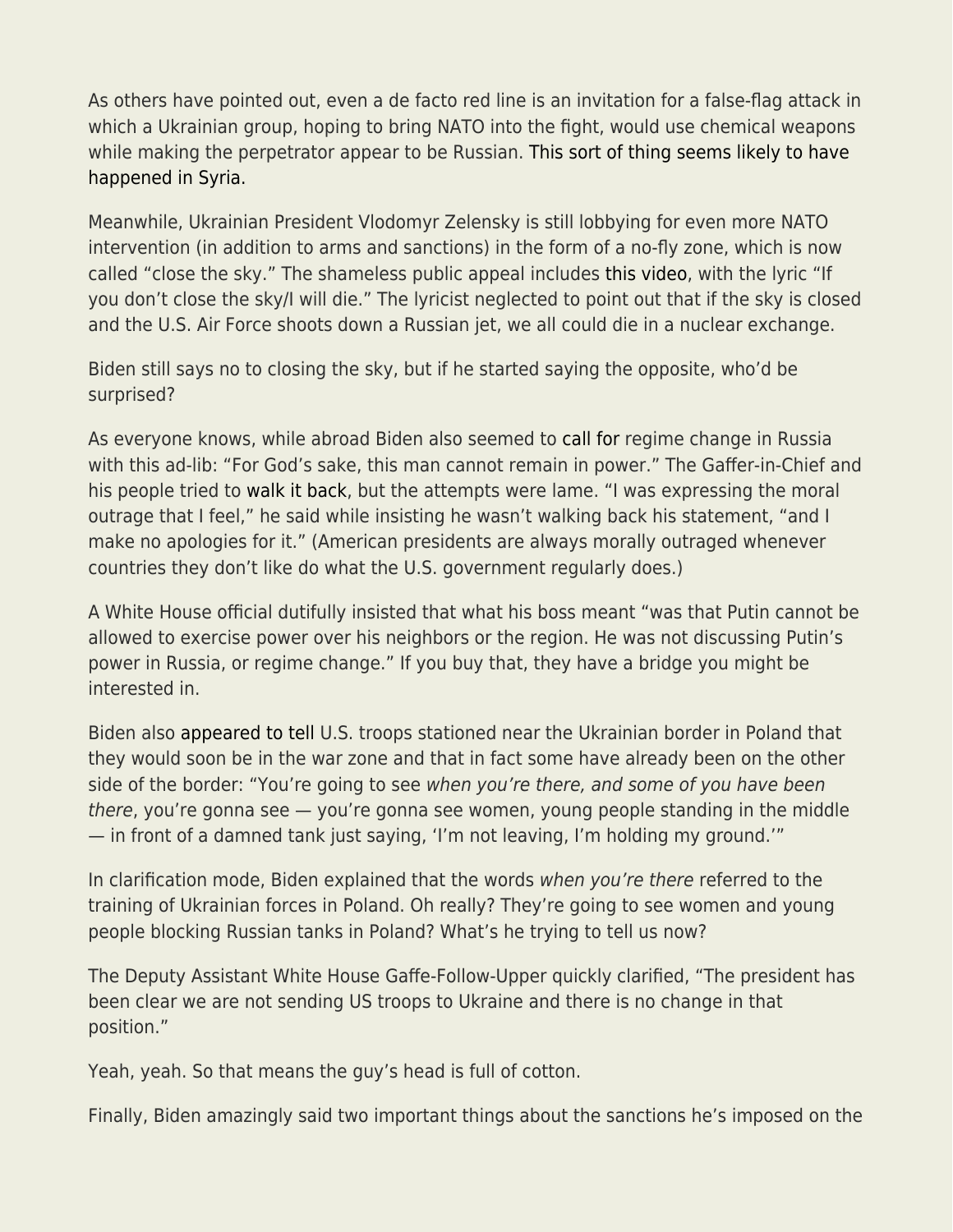As others have pointed out, even a de facto red line is an invitation for a false-flag attack in which a Ukrainian group, hoping to bring NATO into the fight, would use chemical weapons while making the perpetrator appear to be Russian. This sort of thing seems likely to have happened in Syria.

Meanwhile, Ukrainian President Vlodomyr Zelensky is still lobbying for even more NATO intervention (in addition to arms and sanctions) in the form of a no-fly zone, which is now called "close the sky." The shameless public appeal includes this video, with the lyric "If you don't close the sky/I will die." The lyricist neglected to point out that if the sky is closed and the U.S. Air Force shoots down a Russian jet, we all could die in a nuclear exchange.

Biden still says no to closing the sky, but if he started saying the opposite, who'd be surprised?

As everyone knows, while abroad Biden also seemed to call for regime change in Russia with this ad-lib: "For God's sake, this man cannot remain in power." The Gaffer-in-Chief and his people tried to walk it back, but the attempts were lame. "I was expressing the moral outrage that I feel," he said while insisting he wasn't walking back his statement, "and I make no apologies for it." (American presidents are always morally outraged whenever countries they don't like do what the U.S. government regularly does.)

A White House official dutifully insisted that what his boss meant "was that Putin cannot be allowed to exercise power over his neighbors or the region. He was not discussing Putin's power in Russia, or regime change." If you buy that, they have a bridge you might be interested in.

Biden also appeared to tell U.S. troops stationed near the Ukrainian border in Poland that they would soon be in the war zone and that in fact some have already been on the other side of the border: "You're going to see *when you're there, and some of you have been there*, you're gonna see — you're gonna see women, young people standing in the middle — in front of a damned tank just saying, 'I'm not leaving, I'm holding my ground.'"

In clarification mode, Biden explained that the words *when you're there* referred to the training of Ukrainian forces in Poland. Oh really? They're going to see women and young people blocking Russian tanks in Poland? What's he trying to tell us now?

The Deputy Assistant White House Gaffe-Follow-Upper quickly clarified, "The president has been clear we are not sending US troops to Ukraine and there is no change in that position."

Yeah, yeah. So that means the guy's head is full of cotton.

Finally, Biden amazingly said two important things about the sanctions he's imposed on the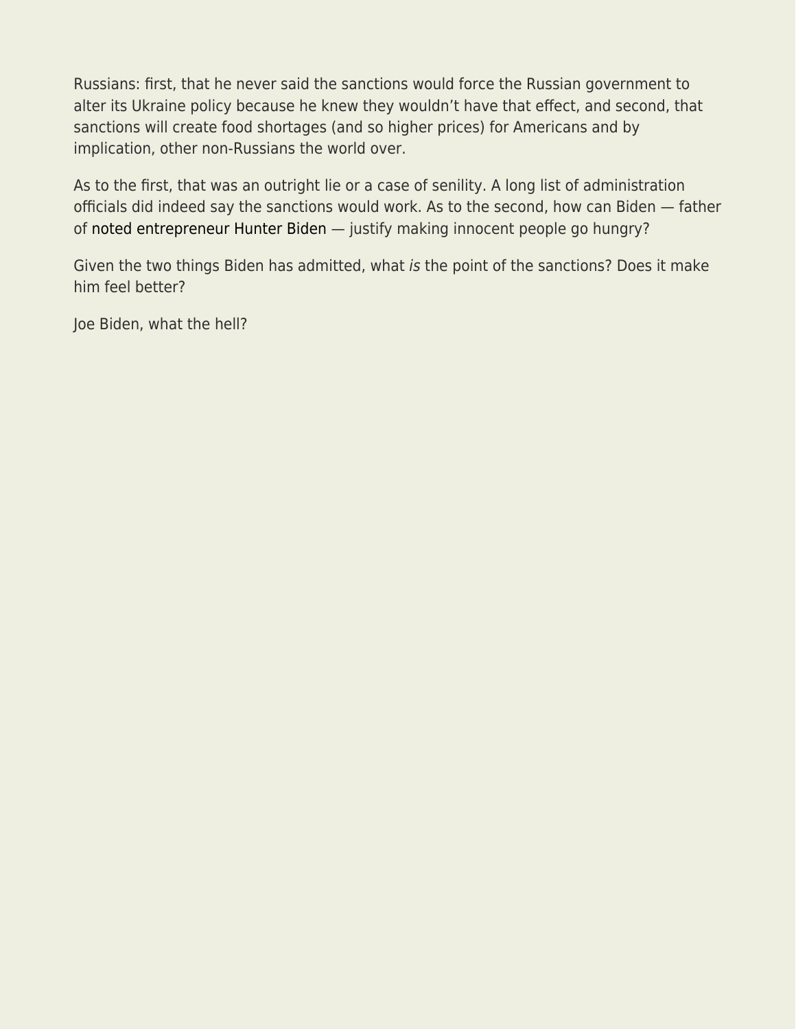Russians: first, that he never said the sanctions would force the Russian government to alter its Ukraine policy because he knew they wouldn't have that effect, and second, that sanctions will create food shortages (and so higher prices) for Americans and by implication, other non-Russians the world over.

As to the first, that was an outright lie or a case of senility. A long list of administration officials did indeed say the sanctions would work. As to the second, how can Biden — father of noted entrepreneur Hunter Biden — justify making innocent people go hungry?

Given the two things Biden has admitted, what *is* the point of the sanctions? Does it make him feel better?

Joe Biden, what the hell?